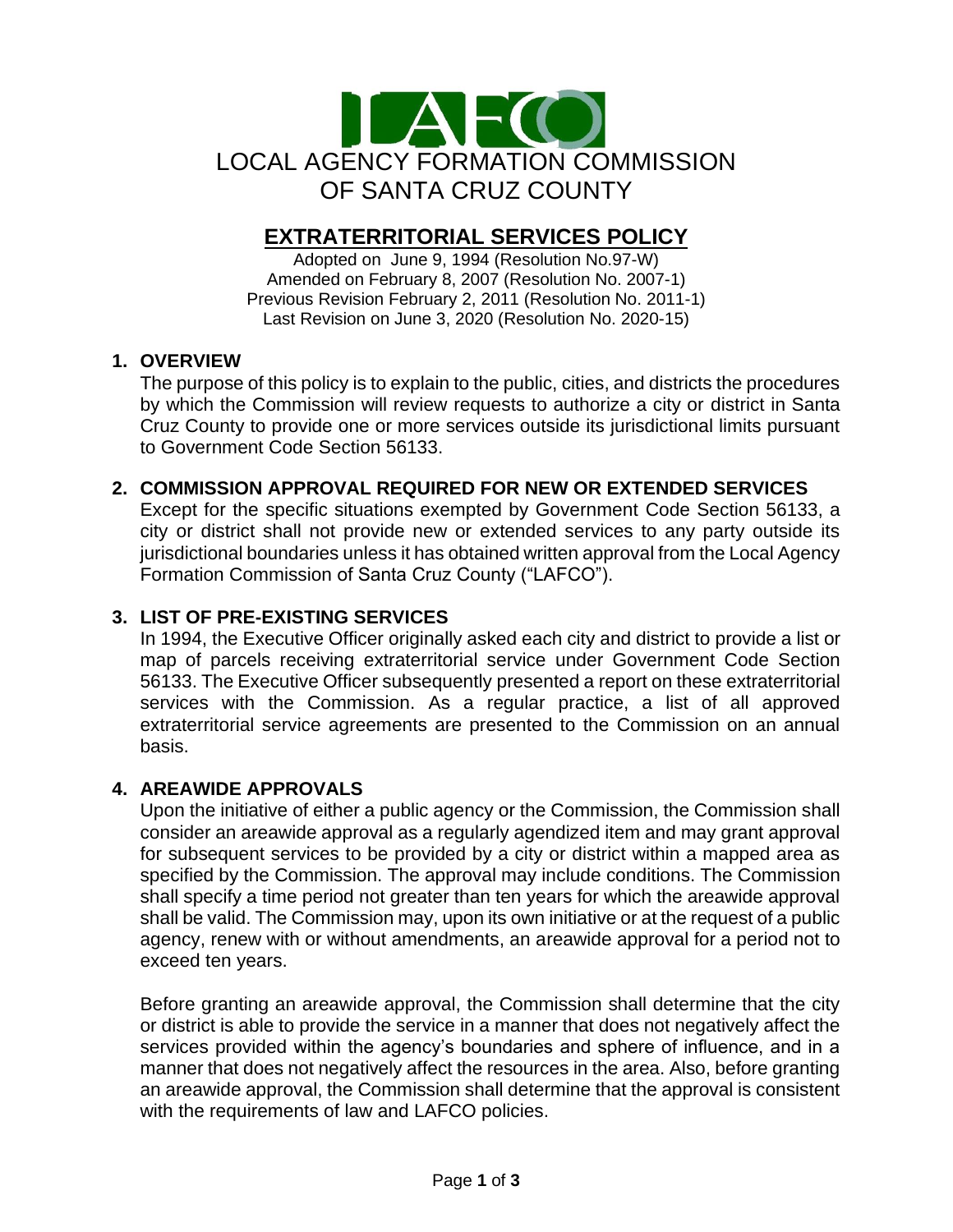LOCAL AGENCY FORMATION COMMISSION
OF SANTA CRUZ COUNTY

# EXTRATERRITORIAL SERVICES POLICY

Adopted on June 9, 1994 (Resolution No.97-W)
Amended on February 8, 2007 (Resolution No. 2007-1)
Previous Revision February 2, 2011 (Resolution No. 2011-1)
Last Revision on June 3, 2020 (Resolution No. 2020-15)

## 1. OVERVIEW

The purpose of this policy is to explain to the public, cities, and districts the procedures by which the Commission will review requests to authorize a city or district in Santa Cruz County to provide one or more services outside its jurisdictional limits pursuant to Government Code Section 56133.

## 2. COMMISSION APPROVAL REQUIRED FOR NEW OR EXTENDED SERVICES

Except for the specific situations exempted by Government Code Section 56133, a city or district shall not provide new or extended services to any party outside its jurisdictional boundaries unless it has obtained written approval from the Local Agency Formation Commission of Santa Cruz County ("LAFCO").

## 3. LIST OF PRE-EXISTING SERVICES

In 1994, the Executive Officer originally asked each city and district to provide a list or map of parcels receiving extraterritorial service under Government Code Section 56133. The Executive Officer subsequently presented a report on these extraterritorial services with the Commission. As a regular practice, a list of all approved extraterritorial service agreements are presented to the Commission on an annual basis.

## 4. AREAWIDE APPROVALS

Upon the initiative of either a public agency or the Commission, the Commission shall consider an areawide approval as a regularly agendized item and may grant approval for subsequent services to be provided by a city or district within a mapped area as specified by the Commission. The approval may include conditions. The Commission shall specify a time period not greater than ten years for which the areawide approval shall be valid. The Commission may, upon its own initiative or at the request of a public agency, renew with or without amendments, an areawide approval for a period not to exceed ten years.

Before granting an areawide approval, the Commission shall determine that the city or district is able to provide the service in a manner that does not negatively affect the services provided within the agency's boundaries and sphere of influence, and in a manner that does not negatively affect the resources in the area. Also, before granting an areawide approval, the Commission shall determine that the approval is consistent with the requirements of law and LAFCO policies.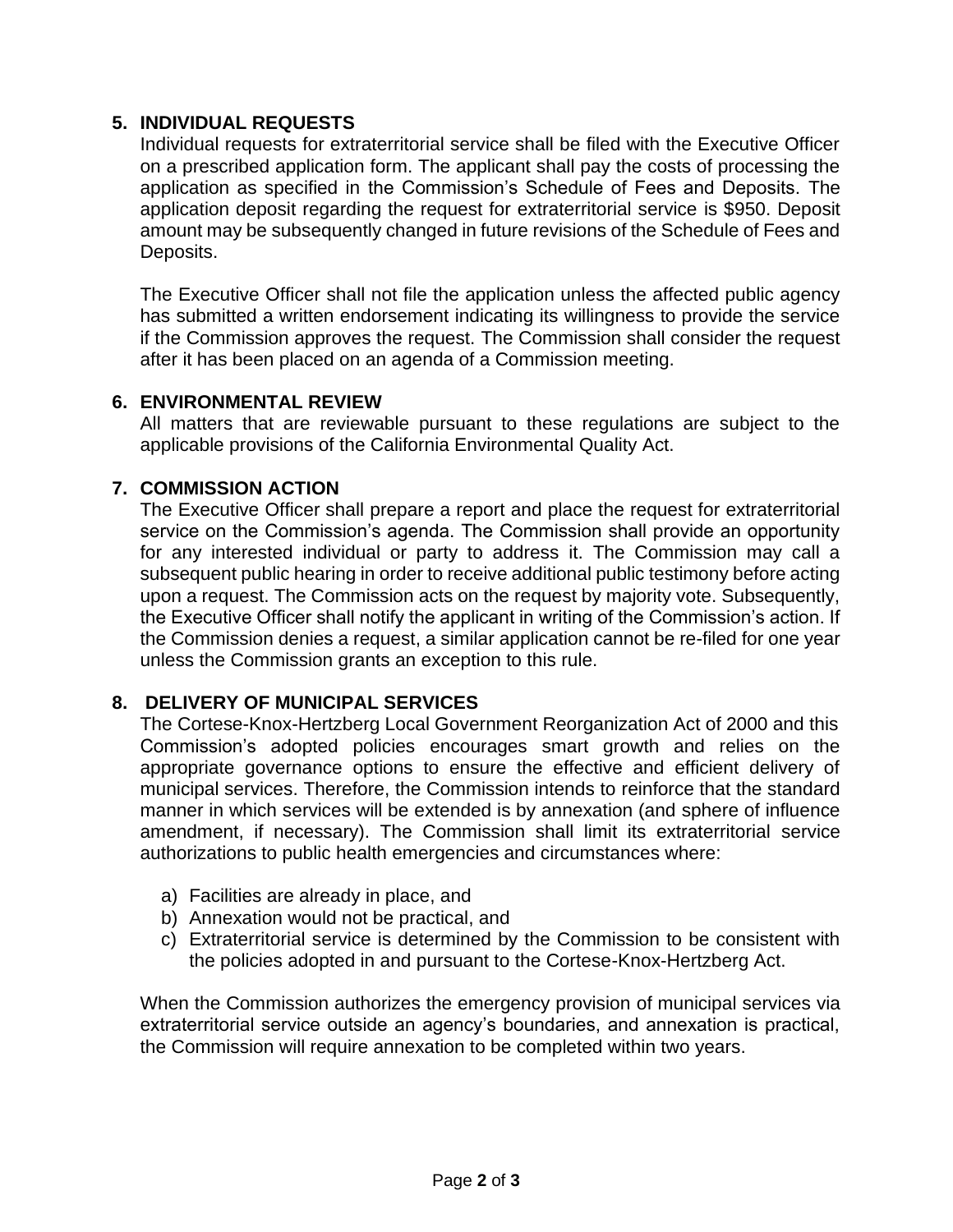## 5. INDIVIDUAL REQUESTS

Individual requests for extraterritorial service shall be filed with the Executive Officer on a prescribed application form. The applicant shall pay the costs of processing the application as specified in the Commission's Schedule of Fees and Deposits. The application deposit regarding the request for extraterritorial service is $950. Deposit amount may be subsequently changed in future revisions of the Schedule of Fees and Deposits.

The Executive Officer shall not file the application unless the affected public agency has submitted a written endorsement indicating its willingness to provide the service if the Commission approves the request. The Commission shall consider the request after it has been placed on an agenda of a Commission meeting.

## 6. ENVIRONMENTAL REVIEW

All matters that are reviewable pursuant to these regulations are subject to the applicable provisions of the California Environmental Quality Act.

## 7. COMMISSION ACTION

The Executive Officer shall prepare a report and place the request for extraterritorial service on the Commission's agenda. The Commission shall provide an opportunity for any interested individual or party to address it. The Commission may call a subsequent public hearing in order to receive additional public testimony before acting upon a request. The Commission acts on the request by majority vote. Subsequently, the Executive Officer shall notify the applicant in writing of the Commission's action. If the Commission denies a request, a similar application cannot be re-filed for one year unless the Commission grants an exception to this rule.

## 8. DELIVERY OF MUNICIPAL SERVICES

The Cortese-Knox-Hertzberg Local Government Reorganization Act of 2000 and this Commission's adopted policies encourages smart growth and relies on the appropriate governance options to ensure the effective and efficient delivery of municipal services. Therefore, the Commission intends to reinforce that the standard manner in which services will be extended is by annexation (and sphere of influence amendment, if necessary). The Commission shall limit its extraterritorial service authorizations to public health emergencies and circumstances where:

a) Facilities are already in place, and
b) Annexation would not be practical, and
c) Extraterritorial service is determined by the Commission to be consistent with the policies adopted in and pursuant to the Cortese-Knox-Hertzberg Act.

When the Commission authorizes the emergency provision of municipal services via extraterritorial service outside an agency's boundaries, and annexation is practical, the Commission will require annexation to be completed within two years.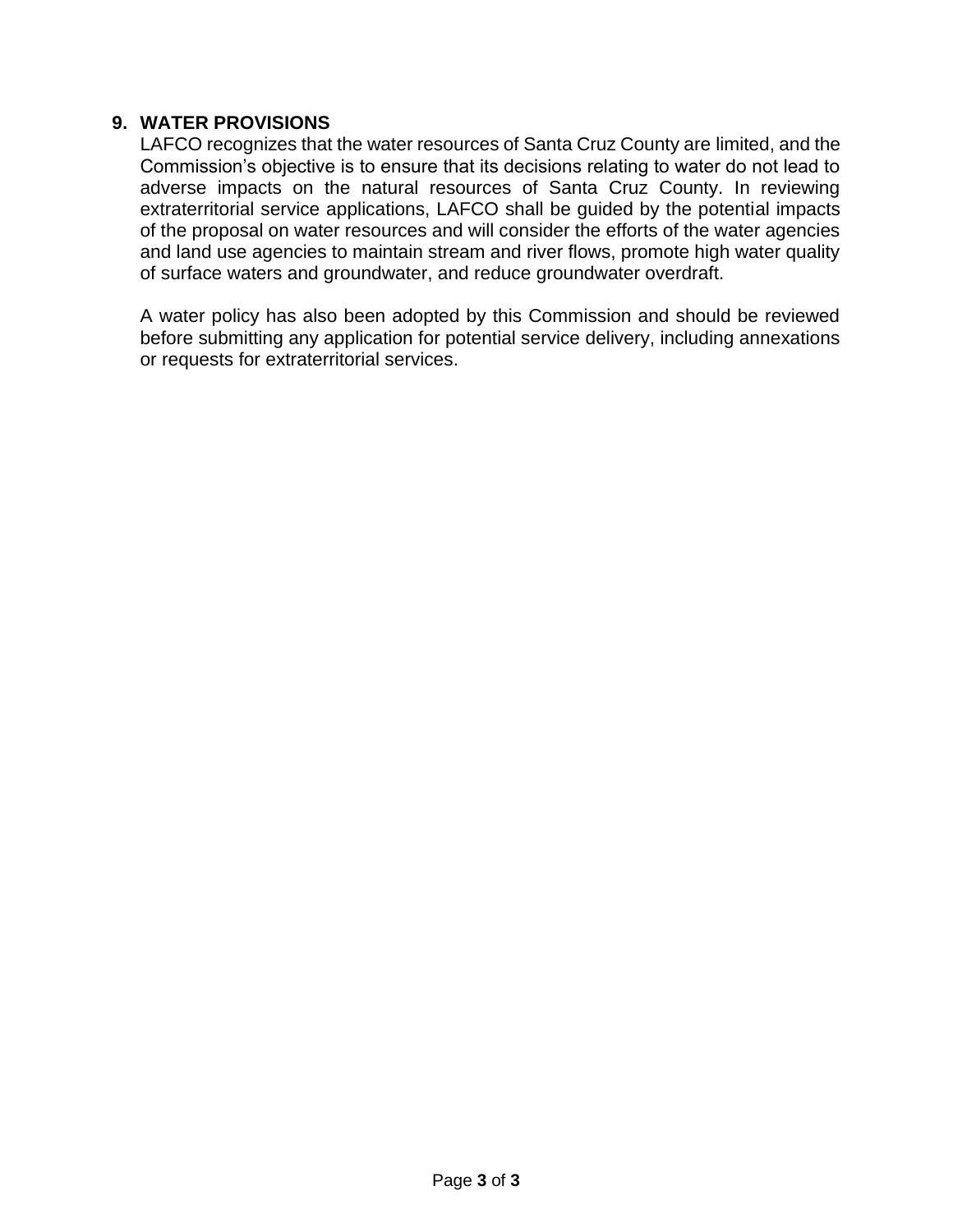## 9. WATER PROVISIONS

LAFCO recognizes that the water resources of Santa Cruz County are limited, and the Commission's objective is to ensure that its decisions relating to water do not lead to adverse impacts on the natural resources of Santa Cruz County. In reviewing extraterritorial service applications, LAFCO shall be guided by the potential impacts of the proposal on water resources and will consider the efforts of the water agencies and land use agencies to maintain stream and river flows, promote high water quality of surface waters and groundwater, and reduce groundwater overdraft.

A water policy has also been adopted by this Commission and should be reviewed before submitting any application for potential service delivery, including annexations or requests for extraterritorial services.